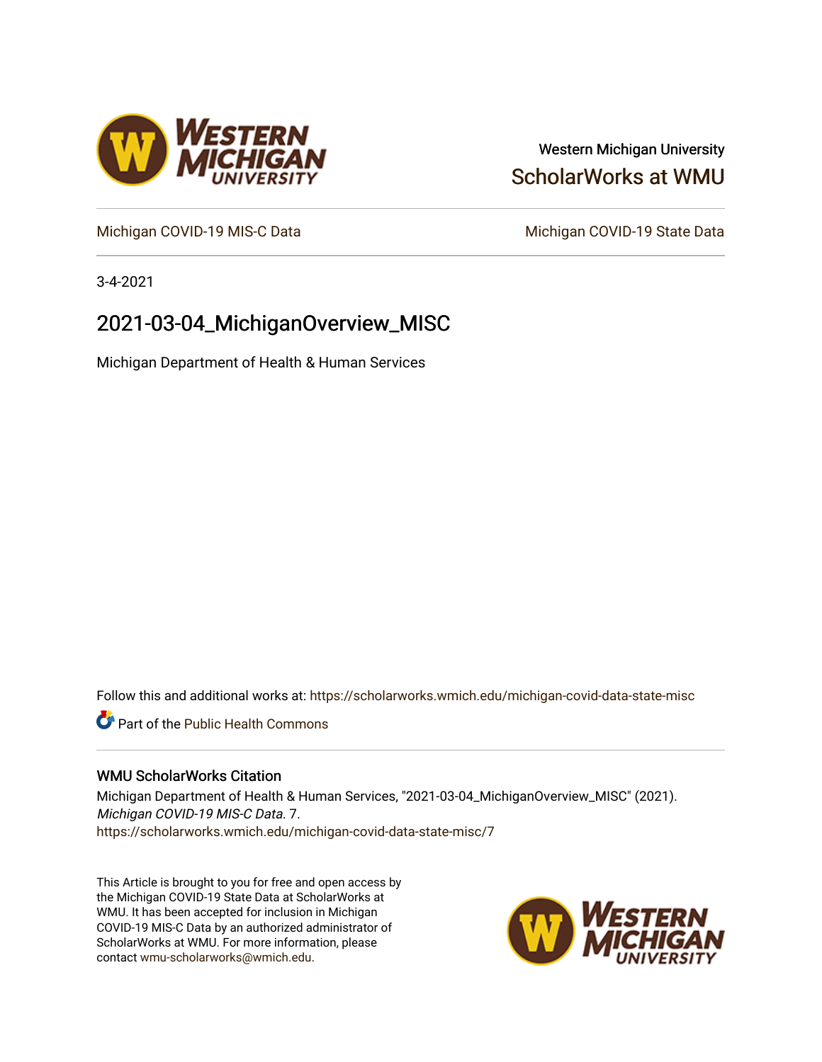Western Michigan University

ScholarWorks at WMU

Michigan COVID-19 MIS-C Data

Michigan COVID-19 State Data

3-4-2021

# 2021-03-04_MichiganOverview_MISC

Michigan Department of Health & Human Services

Follow this and additional works at: https://scholarworks.wmich.edu/michigan-covid-data-state-misc

Part of the Public Health Commons

## WMU ScholarWorks Citation

Michigan Department of Health & Human Services, "2021-03-04_MichiganOverview_MISC" (2021). *Michigan COVID-19 MIS-C Data*. 7.
https://scholarworks.wmich.edu/michigan-covid-data-state-misc/7

This Article is brought to you for free and open access by the Michigan COVID-19 State Data at ScholarWorks at WMU. It has been accepted for inclusion in Michigan COVID-19 MIS-C Data by an authorized administrator of ScholarWorks at WMU. For more information, please contact wmu-scholarworks@wmich.edu.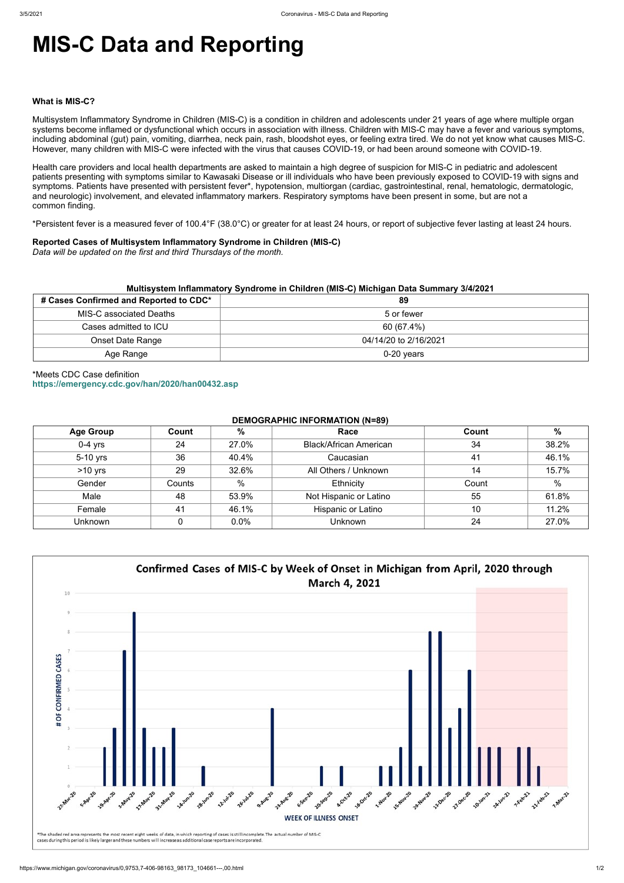# MIS-C Data and Reporting

#### What is MIS-C?

Multisystem Inflammatory Syndrome in Children (MIS-C) is a condition in children and adolescents under 21 years of age where multiple organ systems become inflamed or dysfunctional which occurs in association with illness. Children with MIS-C may have a fever and various symptoms, including abdominal (gut) pain, vomiting, diarrhea, neck pain, rash, bloodshot eyes, or feeling extra tired. We do not yet know what causes MIS-C. However, many children with MIS-C were infected with the virus that causes COVID-19, or had been around someone with COVID-19.

Health care providers and local health departments are asked to maintain a high degree of suspicion for MIS-C in pediatric and adolescent patients presenting with symptoms similar to Kawasaki Disease or ill individuals who have been previously exposed to COVID-19 with signs and symptoms. Patients have presented with persistent fever*, hypotension, multiorgan (cardiac, gastrointestinal, renal, hematologic, dermatologic, and neurologic) involvement, and elevated inflammatory markers. Respiratory symptoms have been present in some, but are not a common finding.

*Persistent fever is a measured fever of 100.4°F (38.0°C) or greater for at least 24 hours, or report of subjective fever lasting at least 24 hours.

**Reported Cases of Multisystem Inflammatory Syndrome in Children (MIS-C)**
*Data will be updated on the first and third Thursdays of the month.*

**Multisystem Inflammatory Syndrome in Children (MIS-C) Michigan Data Summary 3/4/2021**

| # Cases Confirmed and Reported to CDC* | 89 |
|---|---|
| MIS-C associated Deaths | 5 or fewer |
| Cases admitted to ICU | 60 (67.4%) |
| Onset Date Range | 04/14/20 to 2/16/2021 |
| Age Range | 0-20 years |

*Meets CDC Case definition
https://emergency.cdc.gov/han/2020/han00432.asp

**DEMOGRAPHIC INFORMATION (N=89)**

| Age Group | Count | % | Race | Count | % |
|---|---|---|---|---|---|
| 0-4 yrs | 24 | 27.0% | Black/African American | 34 | 38.2% |
| 5-10 yrs | 36 | 40.4% | Caucasian | 41 | 46.1% |
| >10 yrs | 29 | 32.6% | All Others / Unknown | 14 | 15.7% |
| Gender | Counts | % | Ethnicity | Count | % |
| Male | 48 | 53.9% | Not Hispanic or Latino | 55 | 61.8% |
| Female | 41 | 46.1% | Hispanic or Latino | 10 | 11.2% |
| Unknown | 0 | 0.0% | Unknown | 24 | 27.0% |

**Confirmed Cases of MIS-C by Week of Onset in Michigan from April, 2020 through March 4, 2021**

*The shaded red area represents the most recent eight weeks of data, in which reporting of cases is still incomplete. The actual number of MIS-C cases during this period is likely larger and these numbers will increase as additional case reports are incorporated.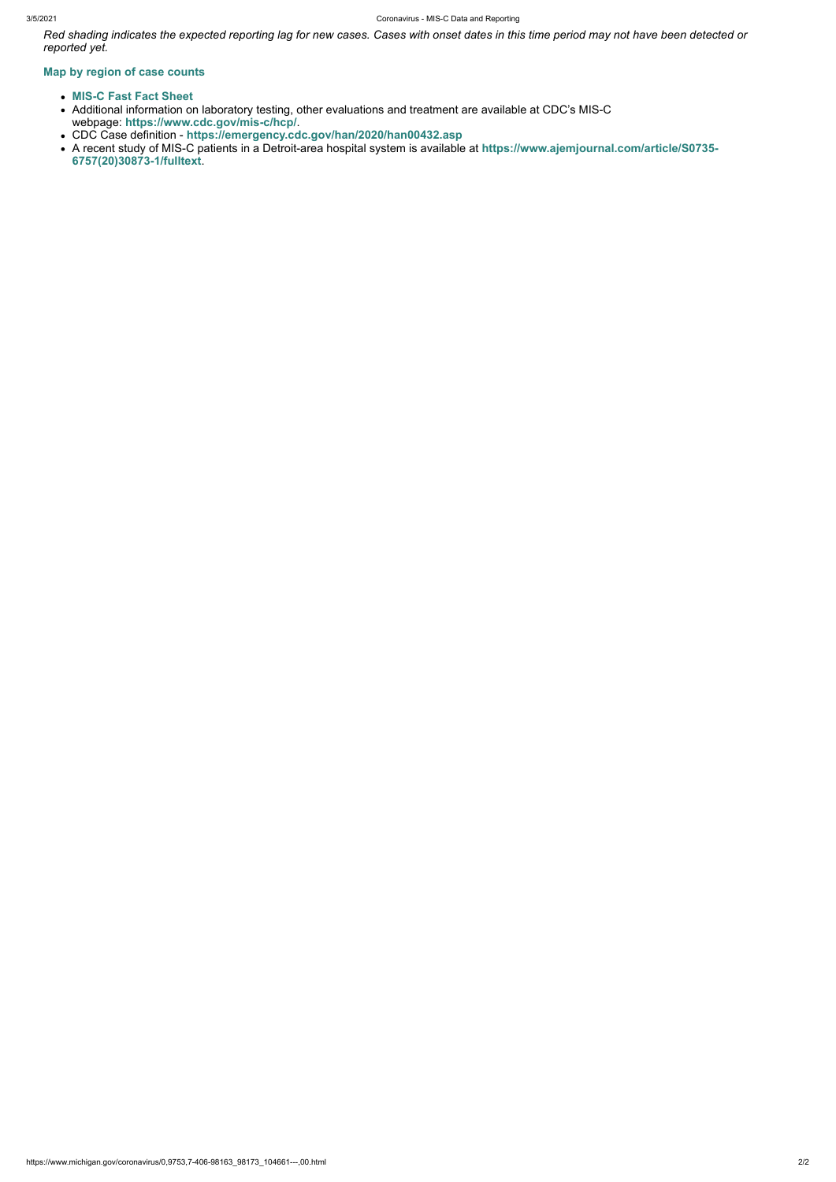*Red shading indicates the expected reporting lag for new cases. Cases with onset dates in this time period may not have been detected or reported yet.*

**Map by region of case counts**

- **MIS-C Fast Fact Sheet**
- Additional information on laboratory testing, other evaluations and treatment are available at CDC's MIS-C webpage: **https://www.cdc.gov/mis-c/hcp/**.
- CDC Case definition - **https://emergency.cdc.gov/han/2020/han00432.asp**
- A recent study of MIS-C patients in a Detroit-area hospital system is available at **https://www.ajemjournal.com/article/S0735-6757(20)30873-1/fulltext**.